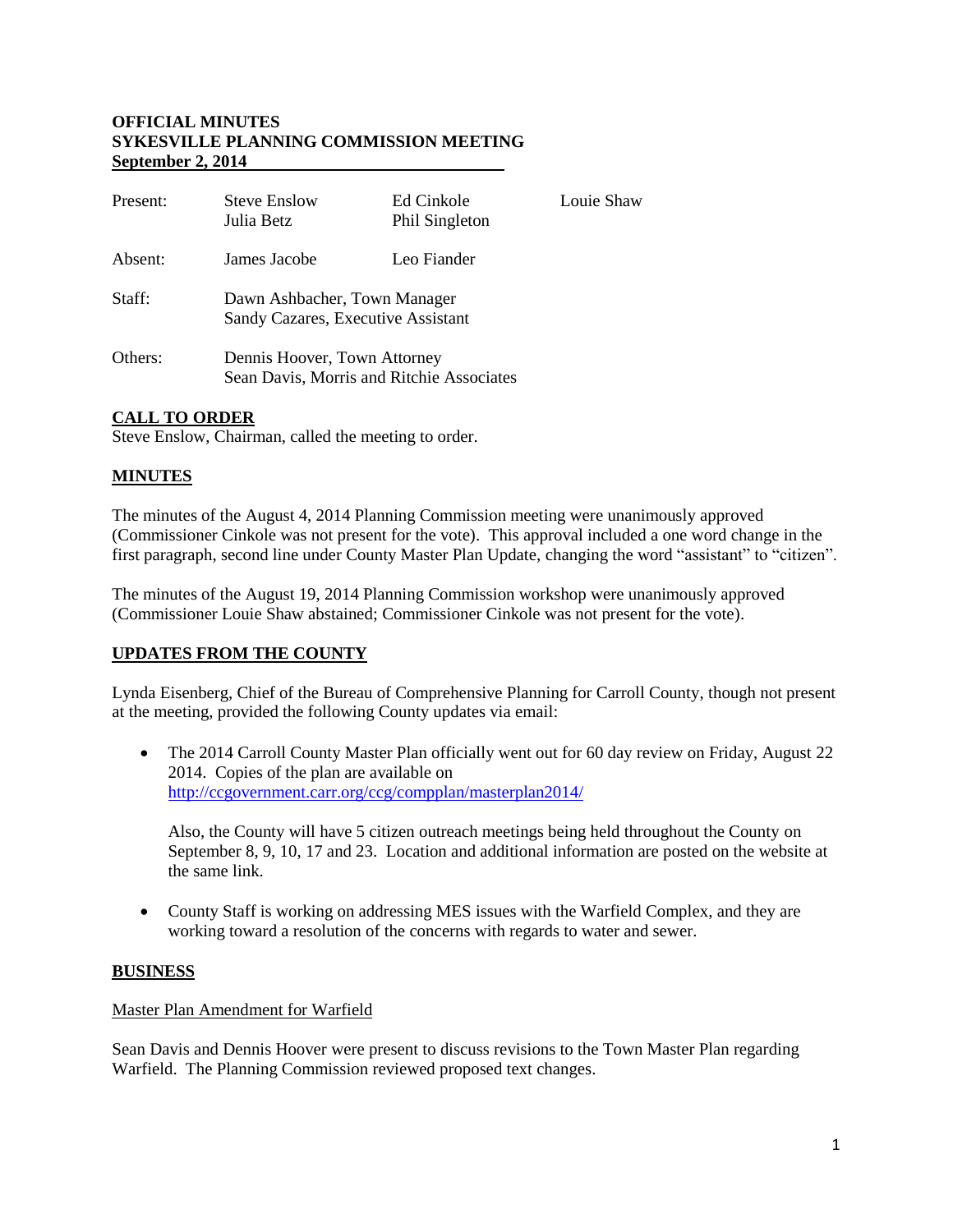**OFFICIAL MINUTES**
**SYKESVILLE PLANNING COMMISSION MEETING**
**September 2, 2014**

| | | | |
|---|---|---|---|
| Present: | Steve Enslow<br>Julia Betz | Ed Cinkole<br>Phil Singleton | Louie Shaw |
| Absent: | James Jacobe | Leo Fiander | |
| Staff: | Dawn Ashbacher, Town Manager<br>Sandy Cazares, Executive Assistant | | |
| Others: | Dennis Hoover, Town Attorney<br>Sean Davis, Morris and Ritchie Associates | | |

## CALL TO ORDER

Steve Enslow, Chairman, called the meeting to order.

## MINUTES

The minutes of the August 4, 2014 Planning Commission meeting were unanimously approved (Commissioner Cinkole was not present for the vote). This approval included a one word change in the first paragraph, second line under County Master Plan Update, changing the word "assistant" to "citizen".

The minutes of the August 19, 2014 Planning Commission workshop were unanimously approved (Commissioner Louie Shaw abstained; Commissioner Cinkole was not present for the vote).

## UPDATES FROM THE COUNTY

Lynda Eisenberg, Chief of the Bureau of Comprehensive Planning for Carroll County, though not present at the meeting, provided the following County updates via email:

- The 2014 Carroll County Master Plan officially went out for 60 day review on Friday, August 22 2014. Copies of the plan are available on http://ccgovernment.carr.org/ccg/compplan/masterplan2014/

  Also, the County will have 5 citizen outreach meetings being held throughout the County on September 8, 9, 10, 17 and 23. Location and additional information are posted on the website at the same link.

- County Staff is working on addressing MES issues with the Warfield Complex, and they are working toward a resolution of the concerns with regards to water and sewer.

## BUSINESS

Master Plan Amendment for Warfield

Sean Davis and Dennis Hoover were present to discuss revisions to the Town Master Plan regarding Warfield. The Planning Commission reviewed proposed text changes.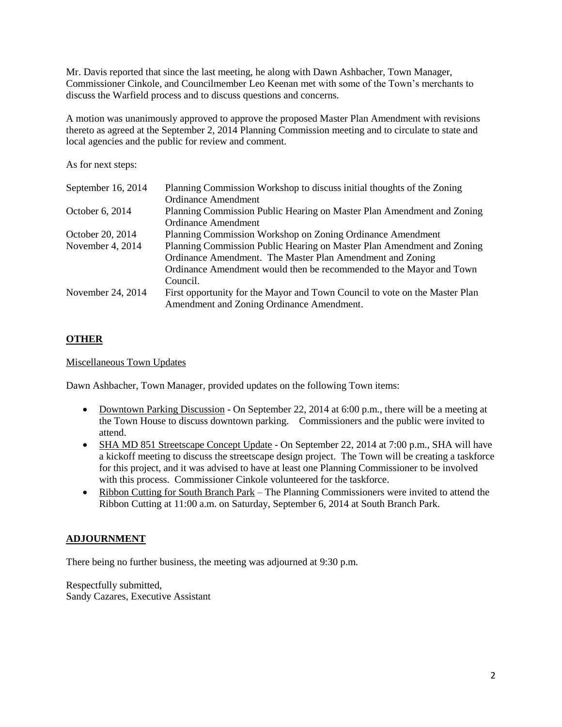Mr. Davis reported that since the last meeting, he along with Dawn Ashbacher, Town Manager, Commissioner Cinkole, and Councilmember Leo Keenan met with some of the Town's merchants to discuss the Warfield process and to discuss questions and concerns.

A motion was unanimously approved to approve the proposed Master Plan Amendment with revisions thereto as agreed at the September 2, 2014 Planning Commission meeting and to circulate to state and local agencies and the public for review and comment.

As for next steps:

| | |
|---|---|
| September 16, 2014 | Planning Commission Workshop to discuss initial thoughts of the Zoning Ordinance Amendment |
| October 6, 2014 | Planning Commission Public Hearing on Master Plan Amendment and Zoning Ordinance Amendment |
| October 20, 2014 | Planning Commission Workshop on Zoning Ordinance Amendment |
| November 4, 2014 | Planning Commission Public Hearing on Master Plan Amendment and Zoning Ordinance Amendment. The Master Plan Amendment and Zoning Ordinance Amendment would then be recommended to the Mayor and Town Council. |
| November 24, 2014 | First opportunity for the Mayor and Town Council to vote on the Master Plan Amendment and Zoning Ordinance Amendment. |

## **OTHER**

Miscellaneous Town Updates

Dawn Ashbacher, Town Manager, provided updates on the following Town items:

- Downtown Parking Discussion - On September 22, 2014 at 6:00 p.m., there will be a meeting at the Town House to discuss downtown parking. Commissioners and the public were invited to attend.
- SHA MD 851 Streetscape Concept Update - On September 22, 2014 at 7:00 p.m., SHA will have a kickoff meeting to discuss the streetscape design project. The Town will be creating a taskforce for this project, and it was advised to have at least one Planning Commissioner to be involved with this process. Commissioner Cinkole volunteered for the taskforce.
- Ribbon Cutting for South Branch Park – The Planning Commissioners were invited to attend the Ribbon Cutting at 11:00 a.m. on Saturday, September 6, 2014 at South Branch Park.

## **ADJOURNMENT**

There being no further business, the meeting was adjourned at 9:30 p.m.

Respectfully submitted,
Sandy Cazares, Executive Assistant